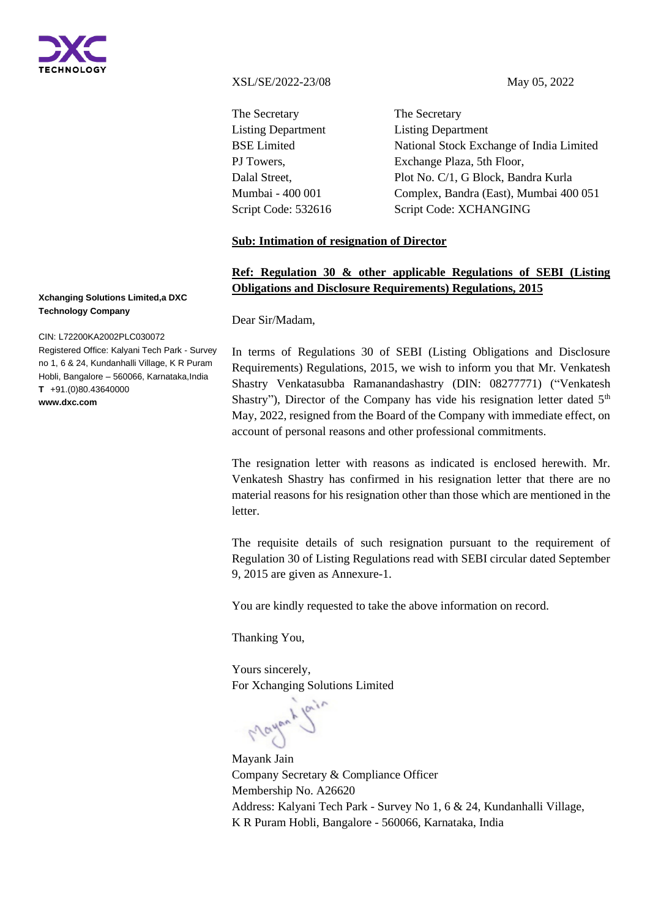DXC TECHNOLOGY

XSL/SE/2022-23/08

May 05, 2022

| The Secretary | The Secretary |
|---|---|
| Listing Department | Listing Department |
| BSE Limited | National Stock Exchange of India Limited |
| PJ Towers, | Exchange Plaza, 5th Floor, |
| Dalal Street, | Plot No. C/1, G Block, Bandra Kurla |
| Mumbai - 400 001 | Complex, Bandra (East), Mumbai 400 051 |
| Script Code: 532616 | Script Code: XCHANGING |

**Sub: Intimation of resignation of Director**

**Ref: Regulation 30 & other applicable Regulations of SEBI (Listing Obligations and Disclosure Requirements) Regulations, 2015**

Dear Sir/Madam,

In terms of Regulations 30 of SEBI (Listing Obligations and Disclosure Requirements) Regulations, 2015, we wish to inform you that Mr. Venkatesh Shastry Venkatasubba Ramanandashastry (DIN: 08277771) ("Venkatesh Shastry"), Director of the Company has vide his resignation letter dated 5th May, 2022, resigned from the Board of the Company with immediate effect, on account of personal reasons and other professional commitments.

The resignation letter with reasons as indicated is enclosed herewith. Mr. Venkatesh Shastry has confirmed in his resignation letter that there are no material reasons for his resignation other than those which are mentioned in the letter.

The requisite details of such resignation pursuant to the requirement of Regulation 30 of Listing Regulations read with SEBI circular dated September 9, 2015 are given as Annexure-1.

You are kindly requested to take the above information on record.

Thanking You,

Yours sincerely,
For Xchanging Solutions Limited

Mayank Jain
Company Secretary & Compliance Officer
Membership No. A26620
Address: Kalyani Tech Park - Survey No 1, 6 & 24, Kundanhalli Village, K R Puram Hobli, Bangalore - 560066, Karnataka, India

**Xchanging Solutions Limited,a DXC Technology Company**

CIN: L72200KA2002PLC030072
Registered Office: Kalyani Tech Park - Survey no 1, 6 & 24, Kundanhalli Village, K R Puram Hobli, Bangalore – 560066, Karnataka,India
**T** +91.(0)80.43640000
**www.dxc.com**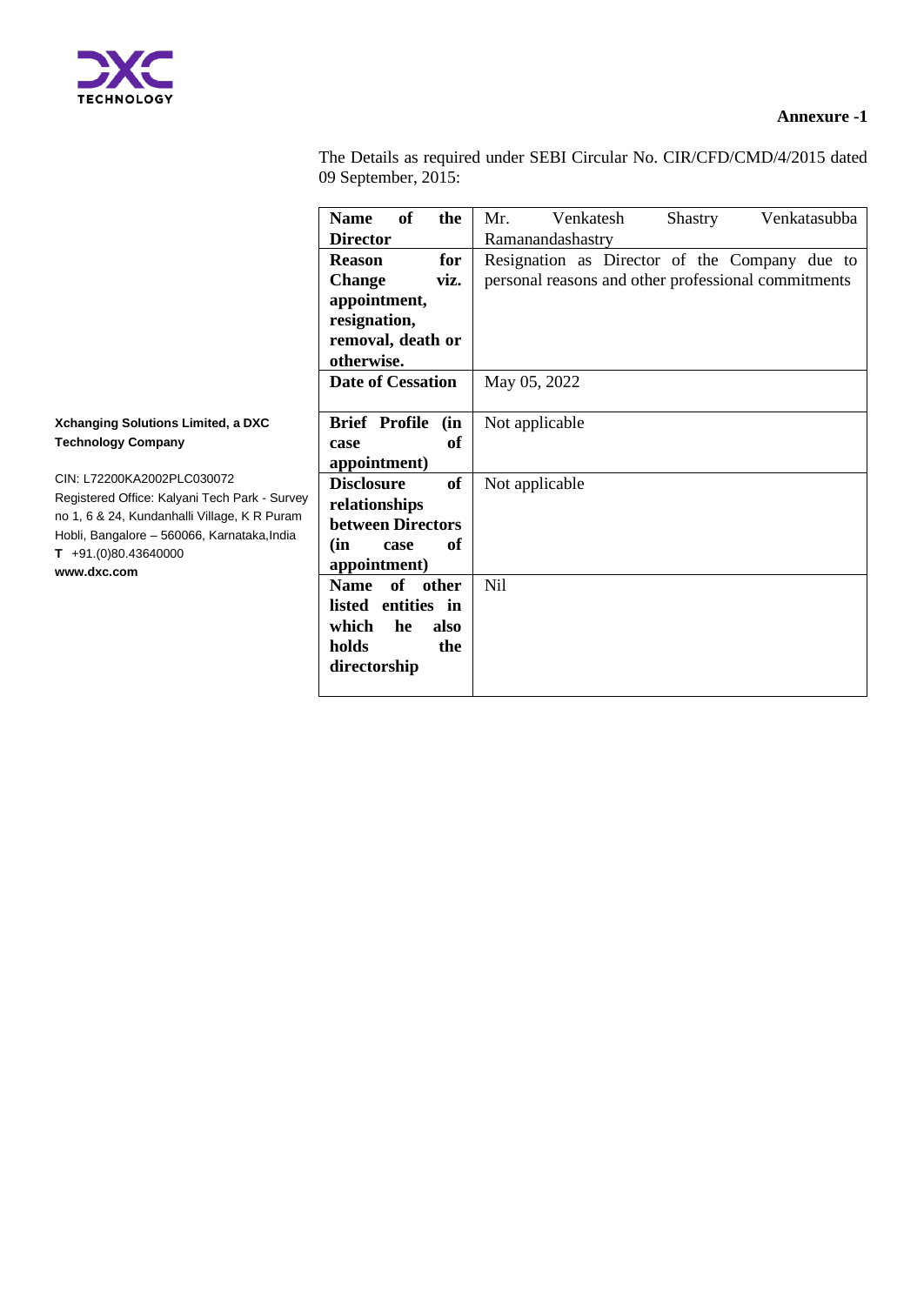**Annexure -1**

The Details as required under SEBI Circular No. CIR/CFD/CMD/4/2015 dated 09 September, 2015:

| **Name of the Director** | Mr. Venkatesh Shastry Venkatasubba Ramanandashastry |
|---|---|
| **Reason for Change viz. appointment, resignation, removal, death or otherwise.** | Resignation as Director of the Company due to personal reasons and other professional commitments |
| **Date of Cessation** | May 05, 2022 |
| **Brief Profile (in case of appointment)** | Not applicable |
| **Disclosure of relationships between Directors (in case of appointment)** | Not applicable |
| **Name of other listed entities in which he also holds the directorship** | Nil |

**Xchanging Solutions Limited, a DXC Technology Company**

CIN: L72200KA2002PLC030072
Registered Office: Kalyani Tech Park - Survey no 1, 6 & 24, Kundanhalli Village, K R Puram Hobli, Bangalore – 560066, Karnataka,India
**T** +91.(0)80.43640000
**www.dxc.com**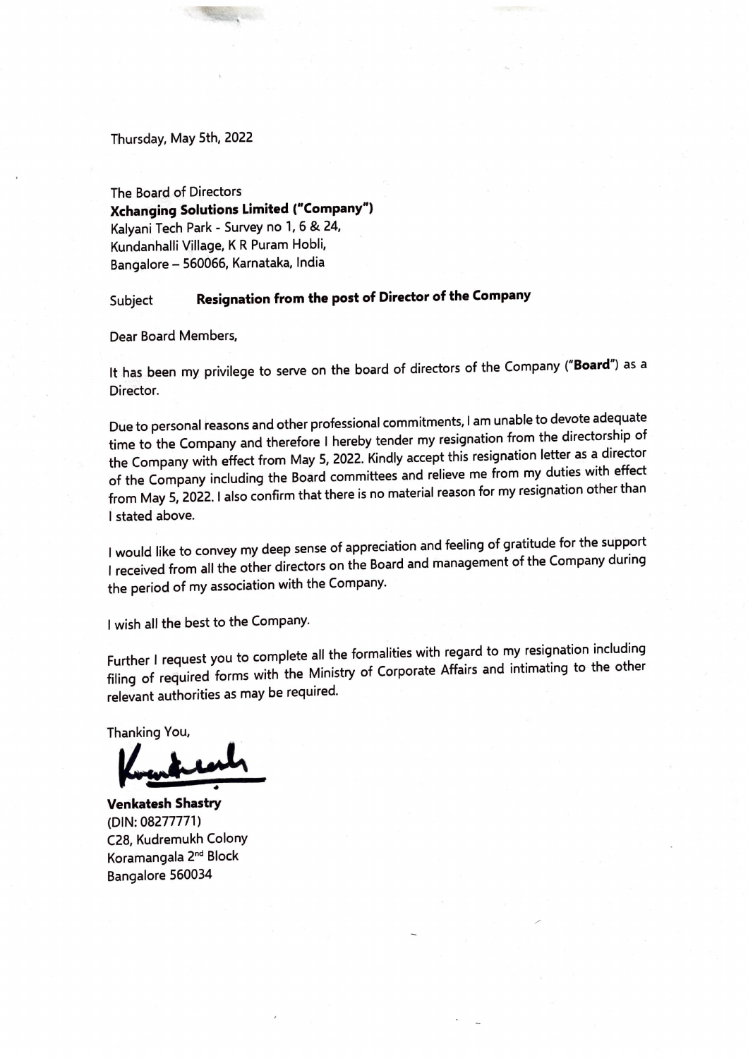Thursday, May 5th, 2022

The Board of Directors
**Xchanging Solutions Limited ("Company")**
Kalyani Tech Park - Survey no 1, 6 & 24,
Kundanhalli Village, K R Puram Hobli,
Bangalore – 560066, Karnataka, India

Subject **Resignation from the post of Director of the Company**

Dear Board Members,

It has been my privilege to serve on the board of directors of the Company ("**Board**") as a Director.

Due to personal reasons and other professional commitments, I am unable to devote adequate time to the Company and therefore I hereby tender my resignation from the directorship of the Company with effect from May 5, 2022. Kindly accept this resignation letter as a director of the Company including the Board committees and relieve me from my duties with effect from May 5, 2022. I also confirm that there is no material reason for my resignation other than I stated above.

I would like to convey my deep sense of appreciation and feeling of gratitude for the support I received from all the other directors on the Board and management of the Company during the period of my association with the Company.

I wish all the best to the Company.

Further I request you to complete all the formalities with regard to my resignation including filing of required forms with the Ministry of Corporate Affairs and intimating to the other relevant authorities as may be required.

Thanking You,

**Venkatesh Shastry**
(DIN: 08277771)
C28, Kudremukh Colony
Koramangala 2nd Block
Bangalore 560034